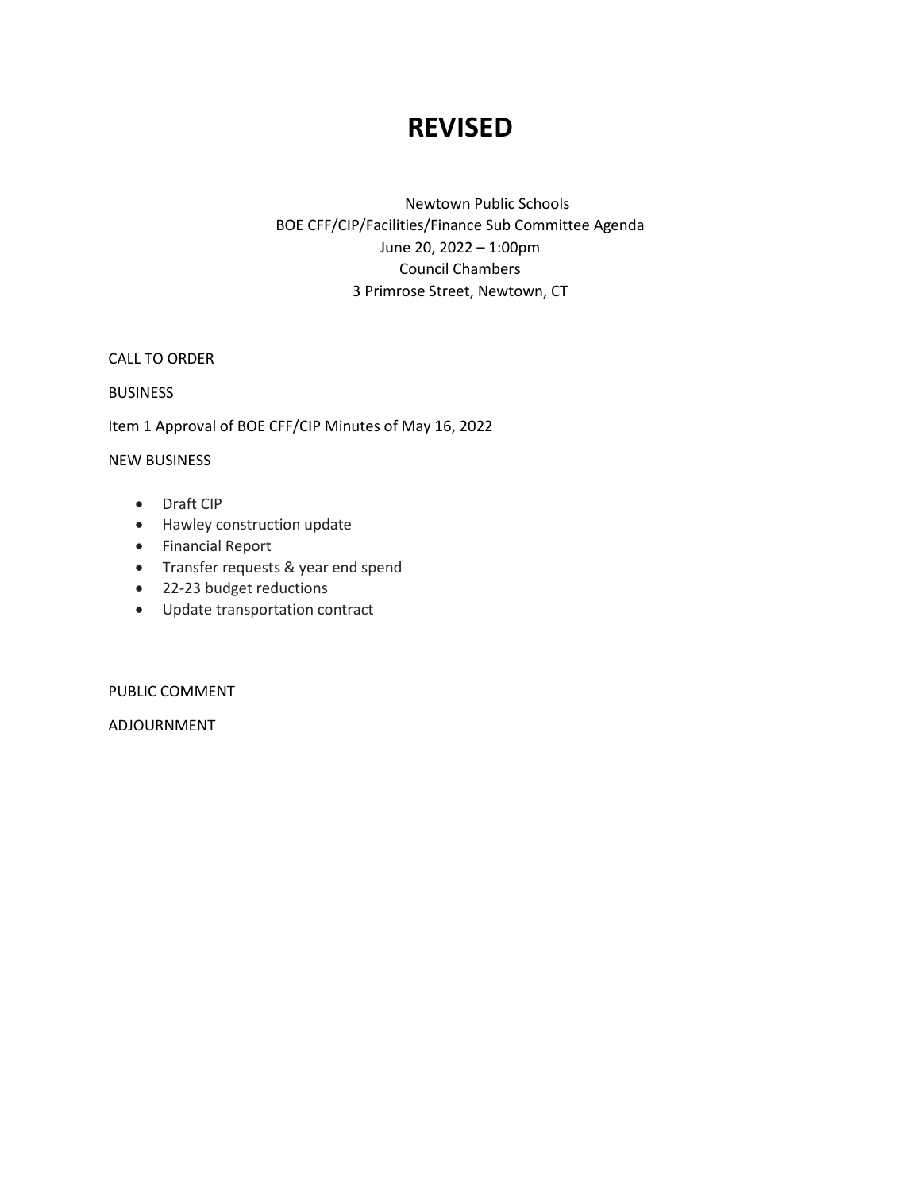# REVISED

Newtown Public Schools
BOE CFF/CIP/Facilities/Finance Sub Committee Agenda
June 20, 2022 – 1:00pm
Council Chambers
3 Primrose Street, Newtown, CT

CALL TO ORDER

BUSINESS

Item 1 Approval of BOE CFF/CIP Minutes of May 16, 2022

NEW BUSINESS

- Draft CIP
- Hawley construction update
- Financial Report
- Transfer requests & year end spend
- 22-23 budget reductions
- Update transportation contract

PUBLIC COMMENT

ADJOURNMENT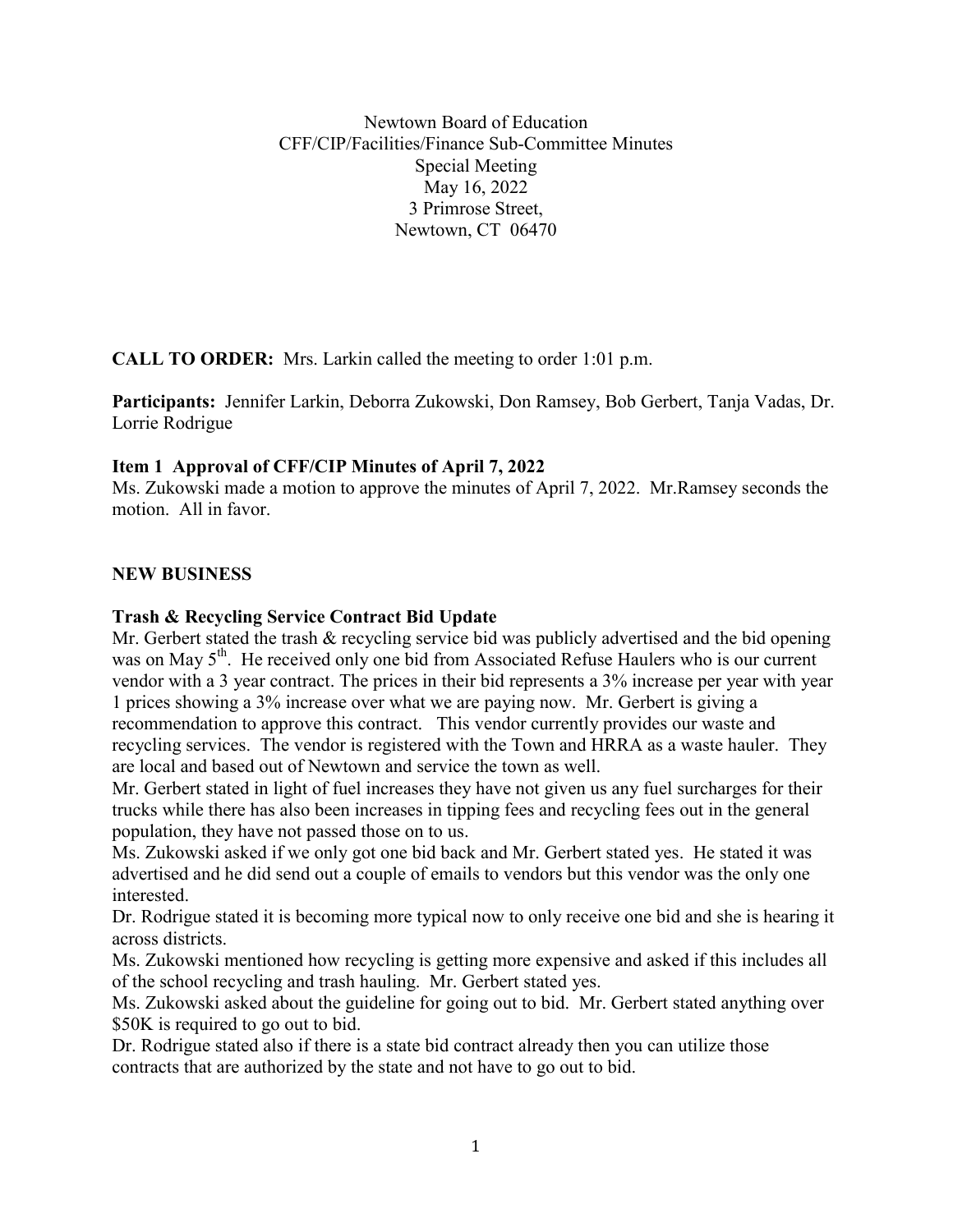Newtown Board of Education
CFF/CIP/Facilities/Finance Sub-Committee Minutes
Special Meeting
May 16, 2022
3 Primrose Street,
Newtown, CT 06470

**CALL TO ORDER:** Mrs. Larkin called the meeting to order 1:01 p.m.

**Participants:** Jennifer Larkin, Deborra Zukowski, Don Ramsey, Bob Gerbert, Tanja Vadas, Dr. Lorrie Rodrigue

### Item 1 Approval of CFF/CIP Minutes of April 7, 2022

Ms. Zukowski made a motion to approve the minutes of April 7, 2022. Mr.Ramsey seconds the motion. All in favor.

## NEW BUSINESS

### Trash & Recycling Service Contract Bid Update

Mr. Gerbert stated the trash & recycling service bid was publicly advertised and the bid opening was on May 5th. He received only one bid from Associated Refuse Haulers who is our current vendor with a 3 year contract. The prices in their bid represents a 3% increase per year with year 1 prices showing a 3% increase over what we are paying now. Mr. Gerbert is giving a recommendation to approve this contract. This vendor currently provides our waste and recycling services. The vendor is registered with the Town and HRRA as a waste hauler. They are local and based out of Newtown and service the town as well.

Mr. Gerbert stated in light of fuel increases they have not given us any fuel surcharges for their trucks while there has also been increases in tipping fees and recycling fees out in the general population, they have not passed those on to us.

Ms. Zukowski asked if we only got one bid back and Mr. Gerbert stated yes. He stated it was advertised and he did send out a couple of emails to vendors but this vendor was the only one interested.

Dr. Rodrigue stated it is becoming more typical now to only receive one bid and she is hearing it across districts.

Ms. Zukowski mentioned how recycling is getting more expensive and asked if this includes all of the school recycling and trash hauling. Mr. Gerbert stated yes.

Ms. Zukowski asked about the guideline for going out to bid. Mr. Gerbert stated anything over $50K is required to go out to bid.

Dr. Rodrigue stated also if there is a state bid contract already then you can utilize those contracts that are authorized by the state and not have to go out to bid.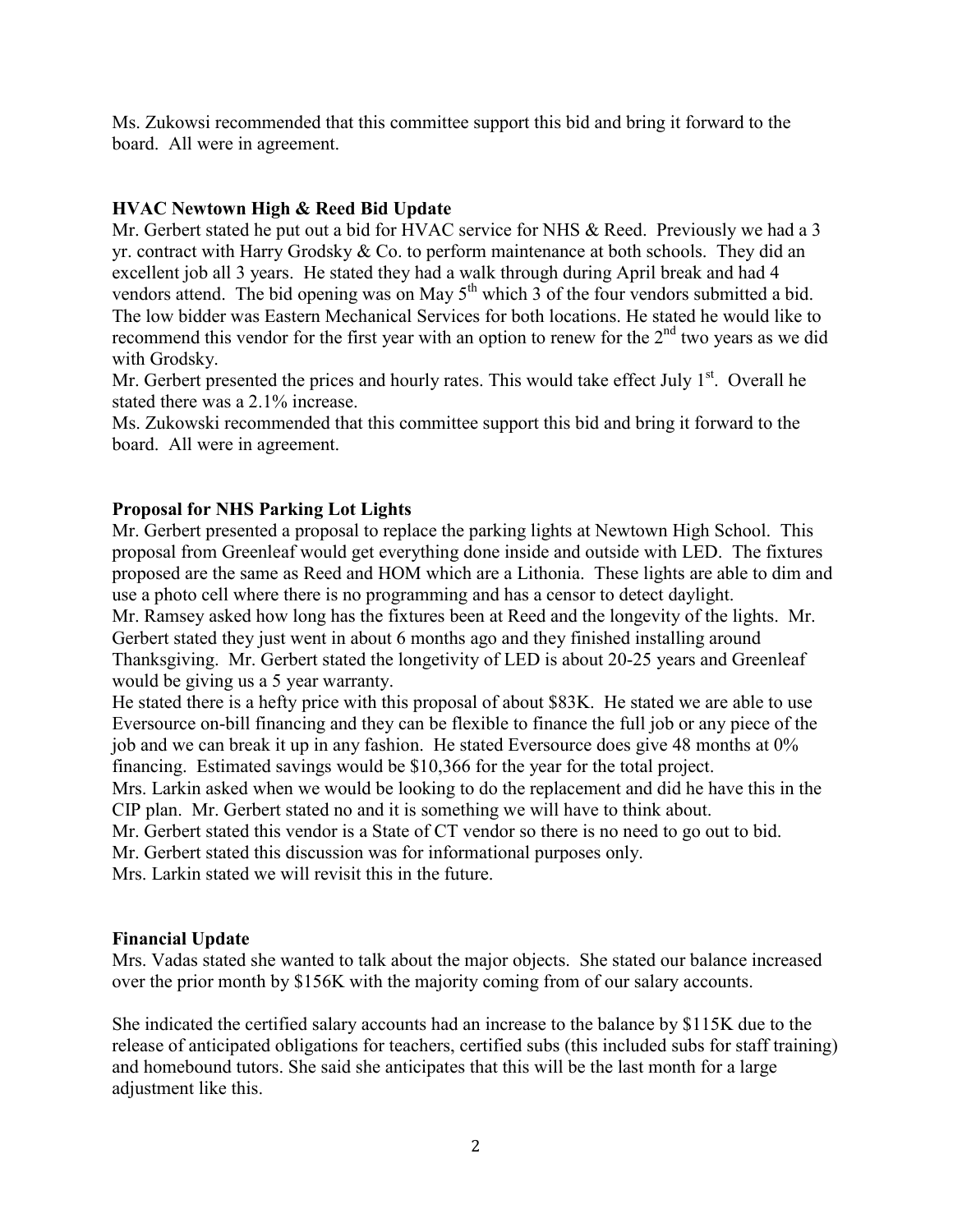Ms. Zukowsi recommended that this committee support this bid and bring it forward to the board. All were in agreement.

**HVAC Newtown High & Reed Bid Update**

Mr. Gerbert stated he put out a bid for HVAC service for NHS & Reed. Previously we had a 3 yr. contract with Harry Grodsky & Co. to perform maintenance at both schools. They did an excellent job all 3 years. He stated they had a walk through during April break and had 4 vendors attend. The bid opening was on May 5th which 3 of the four vendors submitted a bid. The low bidder was Eastern Mechanical Services for both locations. He stated he would like to recommend this vendor for the first year with an option to renew for the 2nd two years as we did with Grodsky.

Mr. Gerbert presented the prices and hourly rates. This would take effect July 1st. Overall he stated there was a 2.1% increase.

Ms. Zukowski recommended that this committee support this bid and bring it forward to the board. All were in agreement.

**Proposal for NHS Parking Lot Lights**

Mr. Gerbert presented a proposal to replace the parking lights at Newtown High School. This proposal from Greenleaf would get everything done inside and outside with LED. The fixtures proposed are the same as Reed and HOM which are a Lithonia. These lights are able to dim and use a photo cell where there is no programming and has a censor to detect daylight.

Mr. Ramsey asked how long has the fixtures been at Reed and the longevity of the lights. Mr. Gerbert stated they just went in about 6 months ago and they finished installing around Thanksgiving. Mr. Gerbert stated the longetivity of LED is about 20-25 years and Greenleaf would be giving us a 5 year warranty.

He stated there is a hefty price with this proposal of about $83K. He stated we are able to use Eversource on-bill financing and they can be flexible to finance the full job or any piece of the job and we can break it up in any fashion. He stated Eversource does give 48 months at 0% financing. Estimated savings would be $10,366 for the year for the total project.

Mrs. Larkin asked when we would be looking to do the replacement and did he have this in the CIP plan. Mr. Gerbert stated no and it is something we will have to think about.

Mr. Gerbert stated this vendor is a State of CT vendor so there is no need to go out to bid.

Mr. Gerbert stated this discussion was for informational purposes only.

Mrs. Larkin stated we will revisit this in the future.

**Financial Update**

Mrs. Vadas stated she wanted to talk about the major objects. She stated our balance increased over the prior month by $156K with the majority coming from of our salary accounts.

She indicated the certified salary accounts had an increase to the balance by $115K due to the release of anticipated obligations for teachers, certified subs (this included subs for staff training) and homebound tutors. She said she anticipates that this will be the last month for a large adjustment like this.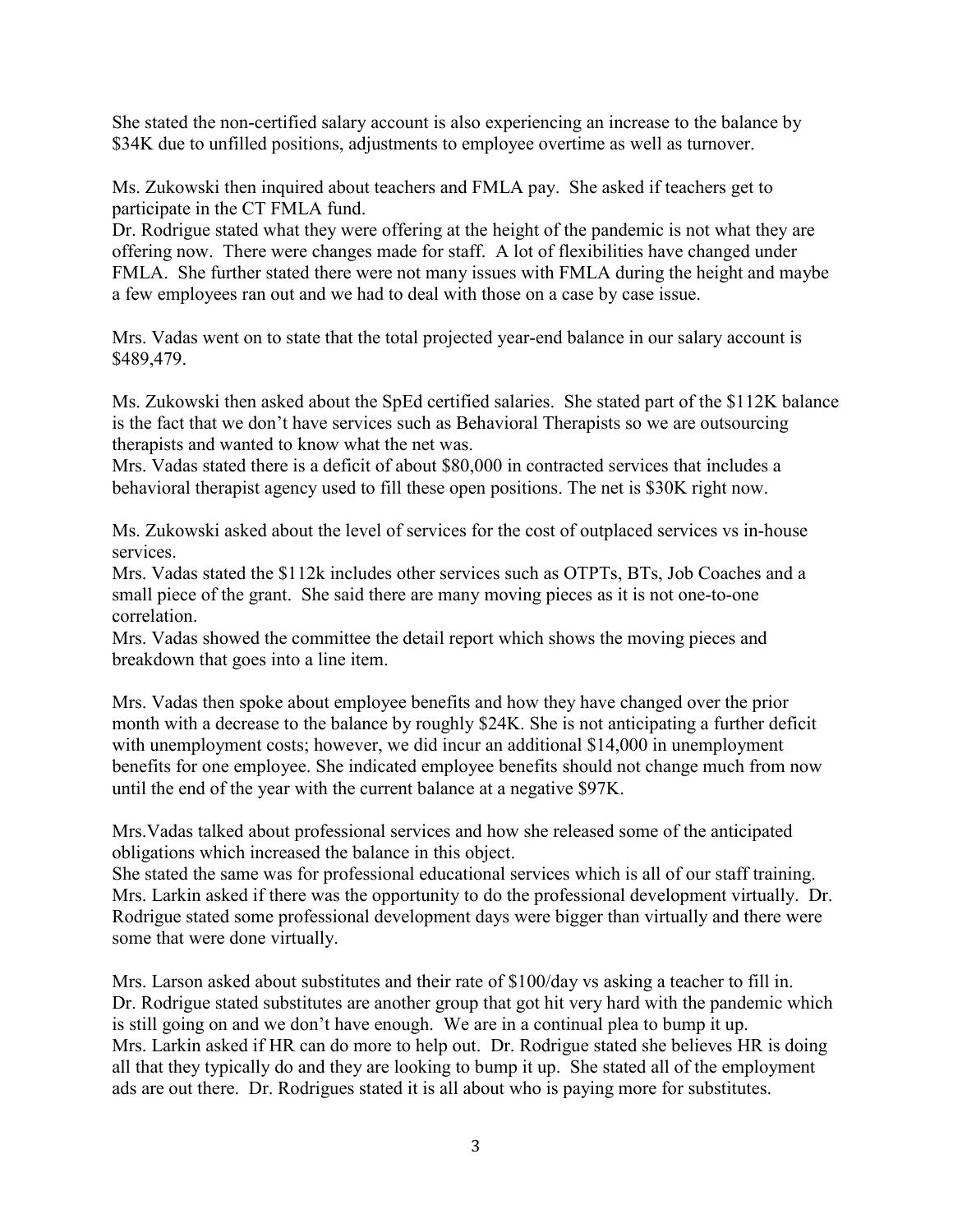She stated the non-certified salary account is also experiencing an increase to the balance by $34K due to unfilled positions, adjustments to employee overtime as well as turnover.

Ms. Zukowski then inquired about teachers and FMLA pay. She asked if teachers get to participate in the CT FMLA fund.
Dr. Rodrigue stated what they were offering at the height of the pandemic is not what they are offering now. There were changes made for staff. A lot of flexibilities have changed under FMLA. She further stated there were not many issues with FMLA during the height and maybe a few employees ran out and we had to deal with those on a case by case issue.

Mrs. Vadas went on to state that the total projected year-end balance in our salary account is $489,479.

Ms. Zukowski then asked about the SpEd certified salaries. She stated part of the $112K balance is the fact that we don't have services such as Behavioral Therapists so we are outsourcing therapists and wanted to know what the net was.
Mrs. Vadas stated there is a deficit of about $80,000 in contracted services that includes a behavioral therapist agency used to fill these open positions. The net is $30K right now.

Ms. Zukowski asked about the level of services for the cost of outplaced services vs in-house services.
Mrs. Vadas stated the $112k includes other services such as OTPTs, BTs, Job Coaches and a small piece of the grant. She said there are many moving pieces as it is not one-to-one correlation.
Mrs. Vadas showed the committee the detail report which shows the moving pieces and breakdown that goes into a line item.

Mrs. Vadas then spoke about employee benefits and how they have changed over the prior month with a decrease to the balance by roughly $24K. She is not anticipating a further deficit with unemployment costs; however, we did incur an additional $14,000 in unemployment benefits for one employee. She indicated employee benefits should not change much from now until the end of the year with the current balance at a negative $97K.

Mrs.Vadas talked about professional services and how she released some of the anticipated obligations which increased the balance in this object.
She stated the same was for professional educational services which is all of our staff training.
Mrs. Larkin asked if there was the opportunity to do the professional development virtually. Dr. Rodrigue stated some professional development days were bigger than virtually and there were some that were done virtually.

Mrs. Larson asked about substitutes and their rate of $100/day vs asking a teacher to fill in.
Dr. Rodrigue stated substitutes are another group that got hit very hard with the pandemic which is still going on and we don't have enough. We are in a continual plea to bump it up.
Mrs. Larkin asked if HR can do more to help out. Dr. Rodrigue stated she believes HR is doing all that they typically do and they are looking to bump it up. She stated all of the employment ads are out there. Dr. Rodrigues stated it is all about who is paying more for substitutes.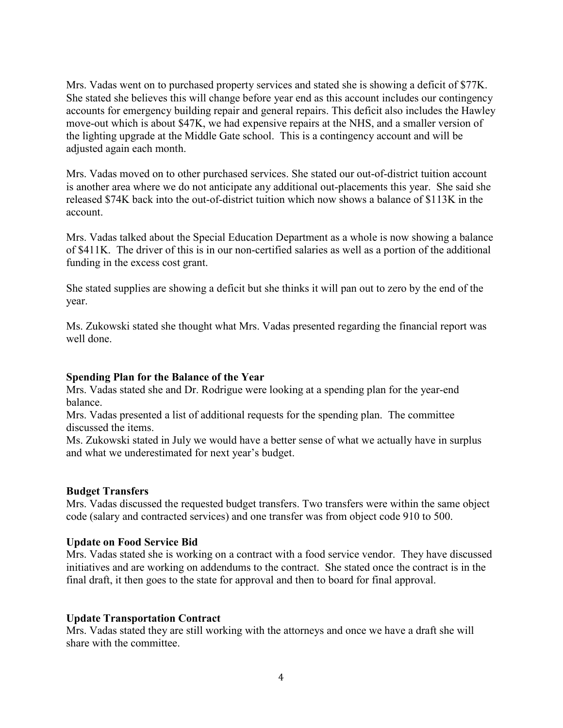Mrs. Vadas went on to purchased property services and stated she is showing a deficit of $77K. She stated she believes this will change before year end as this account includes our contingency accounts for emergency building repair and general repairs. This deficit also includes the Hawley move-out which is about $47K, we had expensive repairs at the NHS, and a smaller version of the lighting upgrade at the Middle Gate school. This is a contingency account and will be adjusted again each month.

Mrs. Vadas moved on to other purchased services. She stated our out-of-district tuition account is another area where we do not anticipate any additional out-placements this year. She said she released $74K back into the out-of-district tuition which now shows a balance of $113K in the account.

Mrs. Vadas talked about the Special Education Department as a whole is now showing a balance of $411K. The driver of this is in our non-certified salaries as well as a portion of the additional funding in the excess cost grant.

She stated supplies are showing a deficit but she thinks it will pan out to zero by the end of the year.

Ms. Zukowski stated she thought what Mrs. Vadas presented regarding the financial report was well done.

**Spending Plan for the Balance of the Year**

Mrs. Vadas stated she and Dr. Rodrigue were looking at a spending plan for the year-end balance.

Mrs. Vadas presented a list of additional requests for the spending plan. The committee discussed the items.

Ms. Zukowski stated in July we would have a better sense of what we actually have in surplus and what we underestimated for next year's budget.

**Budget Transfers**

Mrs. Vadas discussed the requested budget transfers. Two transfers were within the same object code (salary and contracted services) and one transfer was from object code 910 to 500.

**Update on Food Service Bid**

Mrs. Vadas stated she is working on a contract with a food service vendor. They have discussed initiatives and are working on addendums to the contract. She stated once the contract is in the final draft, it then goes to the state for approval and then to board for final approval.

**Update Transportation Contract**

Mrs. Vadas stated they are still working with the attorneys and once we have a draft she will share with the committee.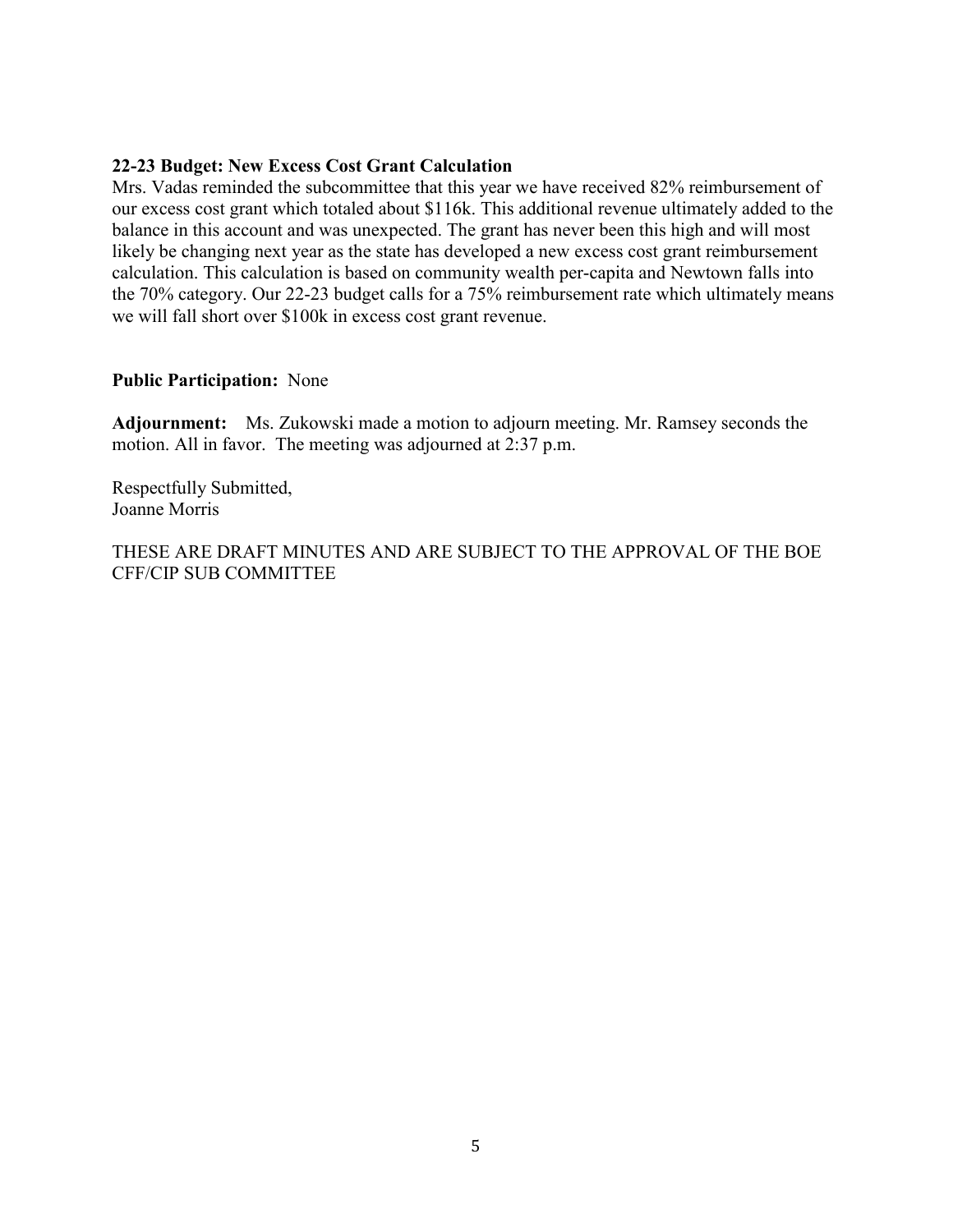**22-23 Budget: New Excess Cost Grant Calculation**

Mrs. Vadas reminded the subcommittee that this year we have received 82% reimbursement of our excess cost grant which totaled about $116k. This additional revenue ultimately added to the balance in this account and was unexpected. The grant has never been this high and will most likely be changing next year as the state has developed a new excess cost grant reimbursement calculation. This calculation is based on community wealth per-capita and Newtown falls into the 70% category. Our 22-23 budget calls for a 75% reimbursement rate which ultimately means we will fall short over $100k in excess cost grant revenue.

**Public Participation:** None

**Adjournment:** Ms. Zukowski made a motion to adjourn meeting. Mr. Ramsey seconds the motion. All in favor. The meeting was adjourned at 2:37 p.m.

Respectfully Submitted,
Joanne Morris

THESE ARE DRAFT MINUTES AND ARE SUBJECT TO THE APPROVAL OF THE BOE CFF/CIP SUB COMMITTEE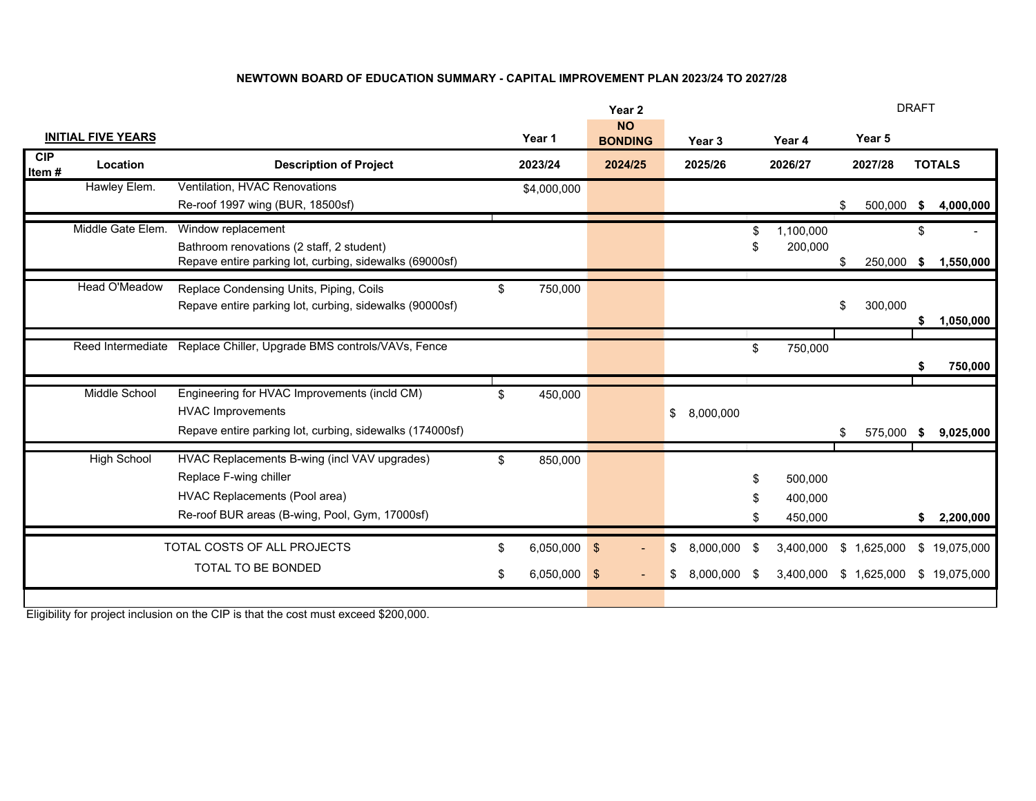**NEWTOWN BOARD OF EDUCATION SUMMARY - CAPITAL IMPROVEMENT PLAN 2023/24 TO 2027/28**

DRAFT

**INITIAL FIVE YEARS**

| CIP Item # | Location | Description of Project | Year 1 2023/24 | Year 2 NO BONDING 2024/25 | Year 3 2025/26 | Year 4 2026/27 | Year 5 2027/28 | TOTALS |
|---|---|---|---|---|---|---|---|---|
| | Hawley Elem. | Ventilation, HVAC Renovations | $4,000,000 | | | | | |
| | | Re-roof 1997 wing (BUR, 18500sf) | | | | | $ 500,000 | **$ 4,000,000** |
| | Middle Gate Elem. | Window replacement | | | | $ 1,100,000 | | $ - |
| | | Bathroom renovations (2 staff, 2 student) | | | | $ 200,000 | | |
| | | Repave entire parking lot, curbing, sidewalks (69000sf) | | | | | $ 250,000 | **$ 1,550,000** |
| | Head O'Meadow | Replace Condensing Units, Piping, Coils | $ 750,000 | | | | | |
| | | Repave entire parking lot, curbing, sidewalks (90000sf) | | | | | $ 300,000 | |
| | | | | | | | | **$ 1,050,000** |
| | Reed Intermediate | Replace Chiller, Upgrade BMS controls/VAVs, Fence | | | | $ 750,000 | | |
| | | | | | | | | **$ 750,000** |
| | Middle School | Engineering for HVAC Improvements (incld CM) | $ 450,000 | | | | | |
| | | HVAC Improvements | | | $ 8,000,000 | | | |
| | | Repave entire parking lot, curbing, sidewalks (174000sf) | | | | | $ 575,000 | **$ 9,025,000** |
| | High School | HVAC Replacements B-wing (incl VAV upgrades) | $ 850,000 | | | | | |
| | | Replace F-wing chiller | | | | $ 500,000 | | |
| | | HVAC Replacements (Pool area) | | | | $ 400,000 | | |
| | | Re-roof BUR areas (B-wing, Pool, Gym, 17000sf) | | | | $ 450,000 | | **$ 2,200,000** |
| | | TOTAL COSTS OF ALL PROJECTS | $ 6,050,000 | $ - | $ 8,000,000 | $ 3,400,000 | $ 1,625,000 | $ 19,075,000 |
| | | TOTAL TO BE BONDED | $ 6,050,000 | $ - | $ 8,000,000 | $ 3,400,000 | $ 1,625,000 | $ 19,075,000 |

Eligibility for project inclusion on the CIP is that the cost must exceed $200,000.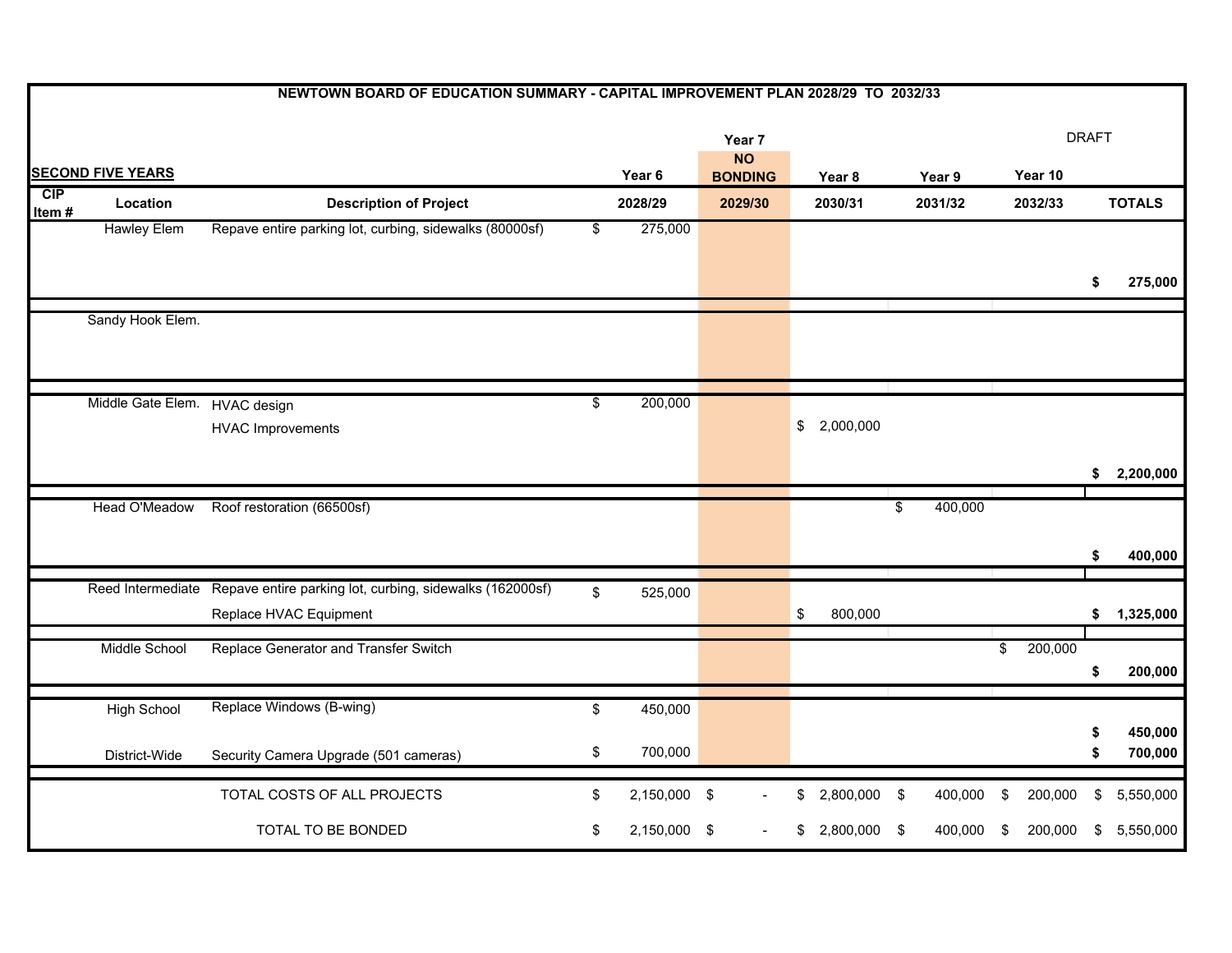**NEWTOWN BOARD OF EDUCATION SUMMARY - CAPITAL IMPROVEMENT PLAN 2028/29 TO 2032/33**

DRAFT

**SECOND FIVE YEARS**

| CIP Item # | Location | Description of Project | Year 6 2028/29 | Year 7 NO BONDING 2029/30 | Year 8 2030/31 | Year 9 2031/32 | Year 10 2032/33 | TOTALS |
|---|---|---|---|---|---|---|---|---|
| | Hawley Elem | Repave entire parking lot, curbing, sidewalks (80000sf) | $ 275,000 | | | | | **$ 275,000** |
| | Sandy Hook Elem. | | | | | | | |
| | Middle Gate Elem. | HVAC design | $ 200,000 | | | | | |
| | | HVAC Improvements | | | $ 2,000,000 | | | **$ 2,200,000** |
| | Head O'Meadow | Roof restoration (66500sf) | | | | $ 400,000 | | **$ 400,000** |
| | Reed Intermediate | Repave entire parking lot, curbing, sidewalks (162000sf) | $ 525,000 | | | | | |
| | | Replace HVAC Equipment | | | $ 800,000 | | | **$ 1,325,000** |
| | Middle School | Replace Generator and Transfer Switch | | | | | $ 200,000 | **$ 200,000** |
| | High School | Replace Windows (B-wing) | $ 450,000 | | | | | **$ 450,000** |
| | District-Wide | Security Camera Upgrade (501 cameras) | $ 700,000 | | | | | **$ 700,000** |
| | | TOTAL COSTS OF ALL PROJECTS | $ 2,150,000 | $ - | $ 2,800,000 | $ 400,000 | $ 200,000 | $ 5,550,000 |
| | | TOTAL TO BE BONDED | $ 2,150,000 | $ - | $ 2,800,000 | $ 400,000 | $ 200,000 | $ 5,550,000 |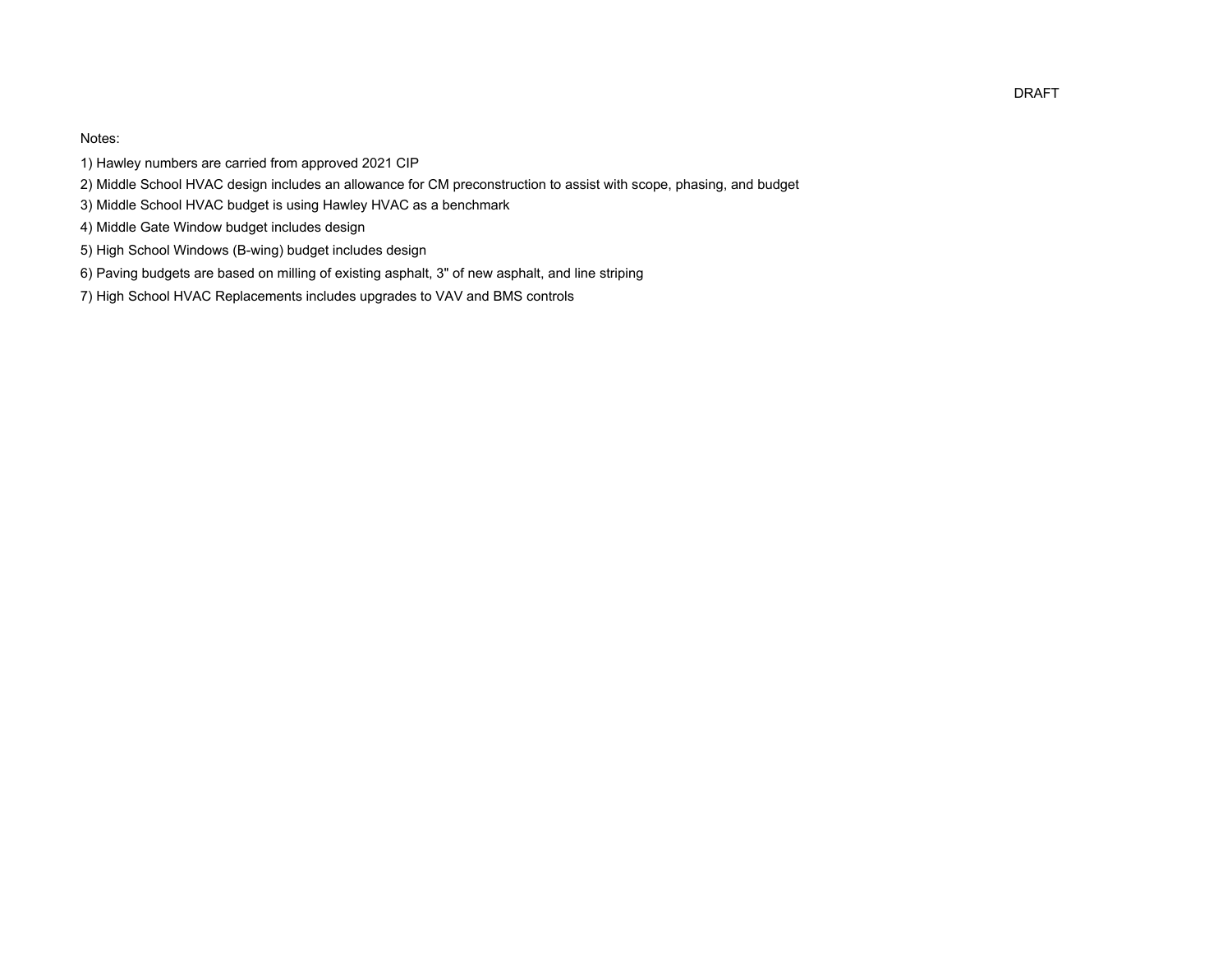DRAFT

Notes:

1) Hawley numbers are carried from approved 2021 CIP
2) Middle School HVAC design includes an allowance for CM preconstruction to assist with scope, phasing, and budget
3) Middle School HVAC budget is using Hawley HVAC as a benchmark
4) Middle Gate Window budget includes design
5) High School Windows (B-wing) budget includes design
6) Paving budgets are based on milling of existing asphalt, 3" of new asphalt, and line striping
7) High School HVAC Replacements includes upgrades to VAV and BMS controls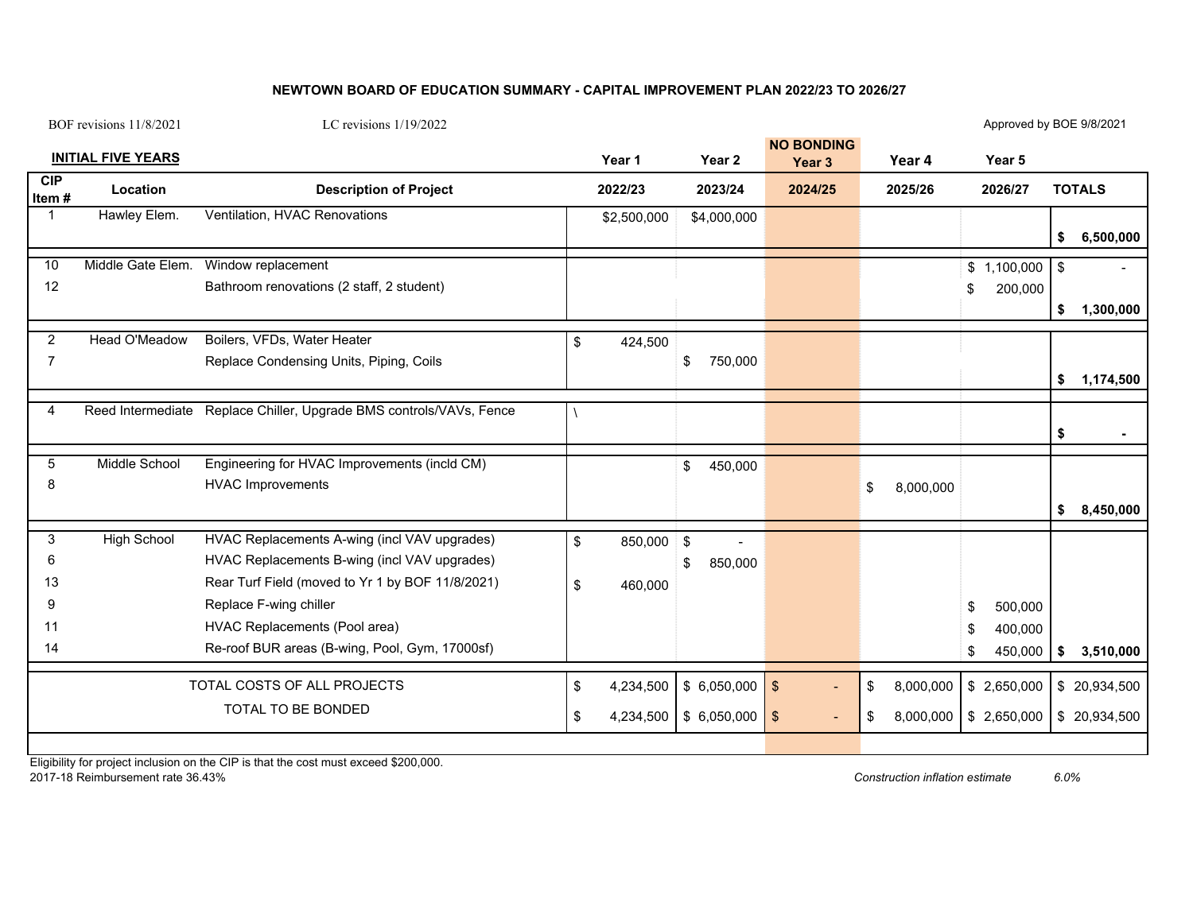**NEWTOWN BOARD OF EDUCATION SUMMARY - CAPITAL IMPROVEMENT PLAN 2022/23 TO 2026/27**

BOF revisions 11/8/2021 LC revisions 1/19/2022 Approved by BOE 9/8/2021

**INITIAL FIVE YEARS**

| CIP Item # | Location | Description of Project | Year 1 2022/23 | Year 2 2023/24 | NO BONDING Year 3 2024/25 | Year 4 2025/26 | Year 5 2026/27 | TOTALS |
|---|---|---|---|---|---|---|---|---|
| 1 | Hawley Elem. | Ventilation, HVAC Renovations | $2,500,000 | $4,000,000 | | | | |
| | | | | | | | | **$ 6,500,000** |
| 10 | Middle Gate Elem. | Window replacement | | | | | $ 1,100,000 | $ - |
| 12 | | Bathroom renovations (2 staff, 2 student) | | | | | $ 200,000 | |
| | | | | | | | | **$ 1,300,000** |
| 2 | Head O'Meadow | Boilers, VFDs, Water Heater | $ 424,500 | | | | | |
| 7 | | Replace Condensing Units, Piping, Coils | | $ 750,000 | | | | |
| | | | | | | | | **$ 1,174,500** |
| 4 | Reed Intermediate | Replace Chiller, Upgrade BMS controls/VAVs, Fence | \ | | | | | |
| | | | | | | | | **$ -** |
| 5 | Middle School | Engineering for HVAC Improvements (incld CM) | | $ 450,000 | | | | |
| 8 | | HVAC Improvements | | | | $ 8,000,000 | | |
| | | | | | | | | **$ 8,450,000** |
| 3 | High School | HVAC Replacements A-wing (incl VAV upgrades) | $ 850,000 | $ - | | | | |
| 6 | | HVAC Replacements B-wing (incl VAV upgrades) | | $ 850,000 | | | | |
| 13 | | Rear Turf Field (moved to Yr 1 by BOF 11/8/2021) | $ 460,000 | | | | | |
| 9 | | Replace F-wing chiller | | | | | $ 500,000 | |
| 11 | | HVAC Replacements (Pool area) | | | | | $ 400,000 | |
| 14 | | Re-roof BUR areas (B-wing, Pool, Gym, 17000sf) | | | | | $ 450,000 | **$ 3,510,000** |
| | | TOTAL COSTS OF ALL PROJECTS | $ 4,234,500 | $ 6,050,000 | $ - | $ 8,000,000 | $ 2,650,000 | $ 20,934,500 |
| | | TOTAL TO BE BONDED | $ 4,234,500 | $ 6,050,000 | $ - | $ 8,000,000 | $ 2,650,000 | $ 20,934,500 |

Eligibility for project inclusion on the CIP is that the cost must exceed $200,000.
2017-18 Reimbursement rate 36.43%

*Construction inflation estimate* 6.0%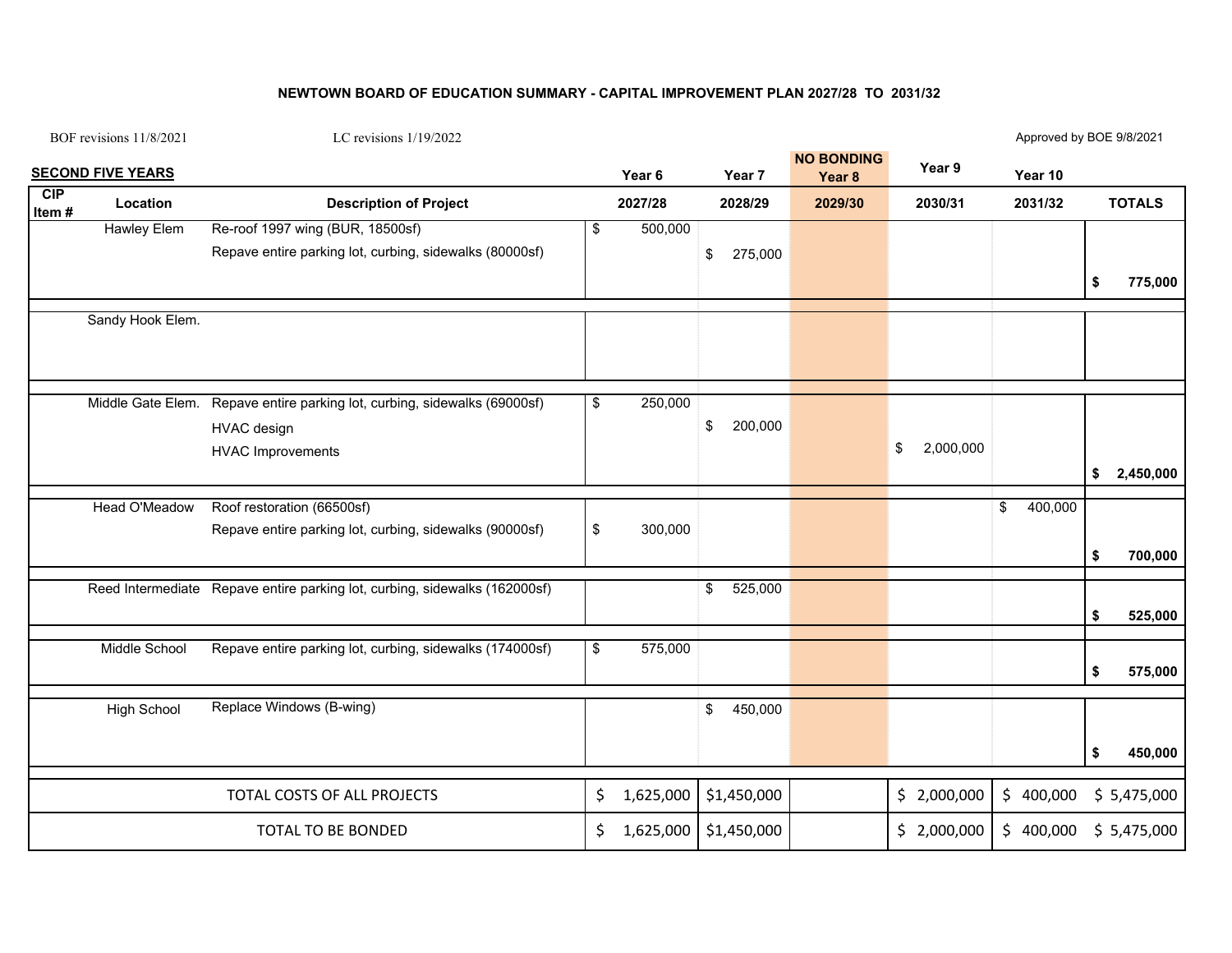### NEWTOWN BOARD OF EDUCATION SUMMARY - CAPITAL IMPROVEMENT PLAN 2027/28 TO 2031/32

BOF revisions 11/8/2021 LC revisions 1/19/2022 Approved by BOE 9/8/2021

**SECOND FIVE YEARS**

| CIP Item # | Location | Description of Project | Year 6<br>2027/28 | Year 7<br>2028/29 | NO BONDING Year 8<br>2029/30 | Year 9<br>2030/31 | Year 10<br>2031/32 | TOTALS |
|---|---|---|---|---|---|---|---|---|
| | Hawley Elem | Re-roof 1997 wing (BUR, 18500sf) | $ 500,000 | | | | | |
| | | Repave entire parking lot, curbing, sidewalks (80000sf) | | $ 275,000 | | | | $ 775,000 |
| | Sandy Hook Elem. | | | | | | | |
| | Middle Gate Elem. | Repave entire parking lot, curbing, sidewalks (69000sf) | $ 250,000 | | | | | |
| | | HVAC design | | $ 200,000 | | | | |
| | | HVAC Improvements | | | | $ 2,000,000 | | $ 2,450,000 |
| | Head O'Meadow | Roof restoration (66500sf) | | | | | $ 400,000 | |
| | | Repave entire parking lot, curbing, sidewalks (90000sf) | $ 300,000 | | | | | $ 700,000 |
| | Reed Intermediate | Repave entire parking lot, curbing, sidewalks (162000sf) | | $ 525,000 | | | | $ 525,000 |
| | Middle School | Repave entire parking lot, curbing, sidewalks (174000sf) | $ 575,000 | | | | | $ 575,000 |
| | High School | Replace Windows (B-wing) | | $ 450,000 | | | | $ 450,000 |
| | | TOTAL COSTS OF ALL PROJECTS | $ 1,625,000 | $1,450,000 | | $ 2,000,000 | $ 400,000 | $ 5,475,000 |
| | | TOTAL TO BE BONDED | $ 1,625,000 | $1,450,000 | | $ 2,000,000 | $ 400,000 | $ 5,475,000 |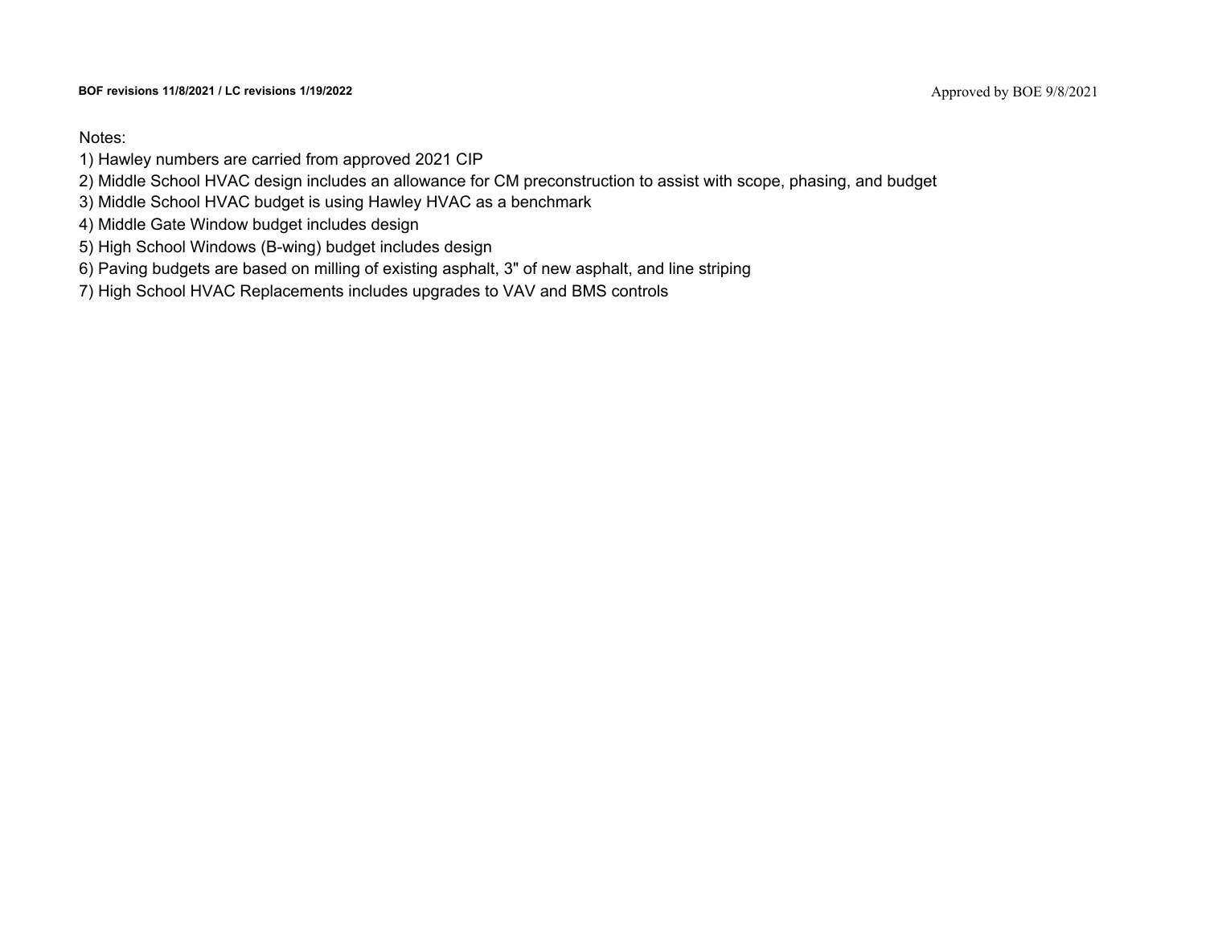Notes:

1) Hawley numbers are carried from approved 2021 CIP
2) Middle School HVAC design includes an allowance for CM preconstruction to assist with scope, phasing, and budget
3) Middle School HVAC budget is using Hawley HVAC as a benchmark
4) Middle Gate Window budget includes design
5) High School Windows (B-wing) budget includes design
6) Paving budgets are based on milling of existing asphalt, 3" of new asphalt, and line striping
7) High School HVAC Replacements includes upgrades to VAV and BMS controls